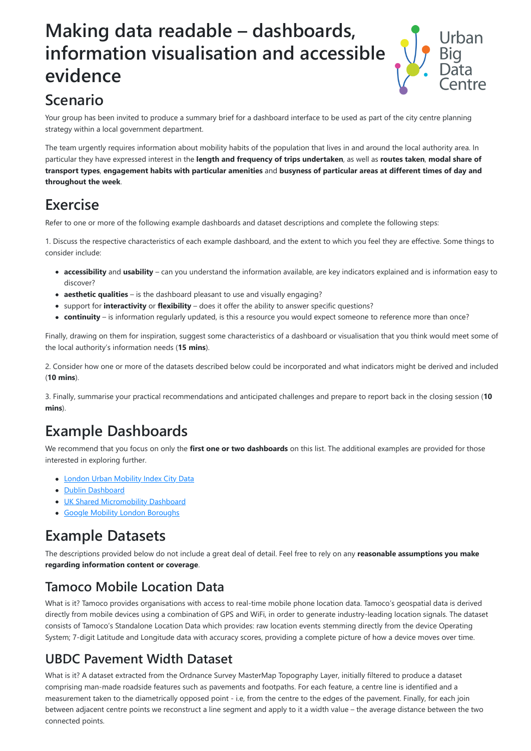# Making data readable – dashboards, information visualisation and accessible evidence

## Scenario

Your group has been invited to produce a summary brief for a dashboard interface to be used as part of the city centre planning strategy within a local government department.

The team urgently requires information about mobility habits of the population that lives in and around the local authority area. In particular they have expressed interest in the **length and frequency of trips undertaken**, as well as **routes taken**, **modal share of transport types**, **engagement habits with particular amenities** and **busyness of particular areas at different times of day and throughout the week**.

## Exercise

Refer to one or more of the following example dashboards and dataset descriptions and complete the following steps:

1. Discuss the respective characteristics of each example dashboard, and the extent to which you feel they are effective. Some things to consider include:

- **accessibility** and **usability** – can you understand the information available, are key indicators explained and is information easy to discover?
- **aesthetic qualities** – is the dashboard pleasant to use and visually engaging?
- support for **interactivity** or **flexibility** – does it offer the ability to answer specific questions?
- **continuity** – is information regularly updated, is this a resource you would expect someone to reference more than once?

Finally, drawing on them for inspiration, suggest some characteristics of a dashboard or visualisation that you think would meet some of the local authority's information needs (**15 mins**).

2. Consider how one or more of the datasets described below could be incorporated and what indicators might be derived and included (**10 mins**).

3. Finally, summarise your practical recommendations and anticipated challenges and prepare to report back in the closing session (**10 mins**).

## Example Dashboards

We recommend that you focus on only the **first one or two dashboards** on this list. The additional examples are provided for those interested in exploring further.

- London Urban Mobility Index City Data
- Dublin Dashboard
- UK Shared Micromobility Dashboard
- Google Mobility London Boroughs

## Example Datasets

The descriptions provided below do not include a great deal of detail. Feel free to rely on any **reasonable assumptions you make regarding information content or coverage**.

### Tamoco Mobile Location Data

What is it? Tamoco provides organisations with access to real-time mobile phone location data. Tamoco's geospatial data is derived directly from mobile devices using a combination of GPS and WiFi, in order to generate industry-leading location signals. The dataset consists of Tamoco's Standalone Location Data which provides: raw location events stemming directly from the device Operating System; 7-digit Latitude and Longitude data with accuracy scores, providing a complete picture of how a device moves over time.

### UBDC Pavement Width Dataset

What is it? A dataset extracted from the Ordnance Survey MasterMap Topography Layer, initially filtered to produce a dataset comprising man-made roadside features such as pavements and footpaths. For each feature, a centre line is identified and a measurement taken to the diametrically opposed point - i.e, from the centre to the edges of the pavement. Finally, for each join between adjacent centre points we reconstruct a line segment and apply to it a width value – the average distance between the two connected points.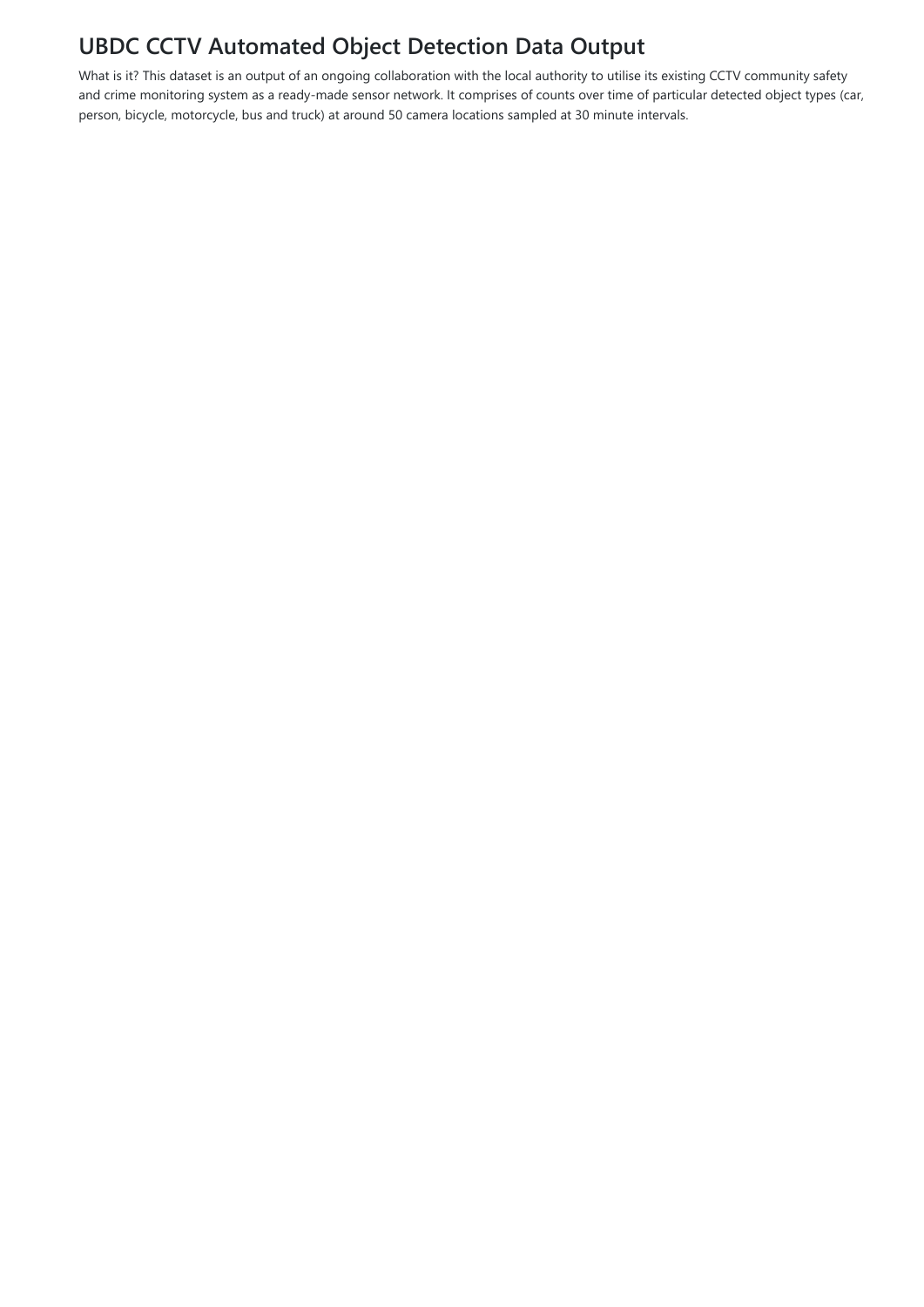# UBDC CCTV Automated Object Detection Data Output

What is it? This dataset is an output of an ongoing collaboration with the local authority to utilise its existing CCTV community safety and crime monitoring system as a ready-made sensor network. It comprises of counts over time of particular detected object types (car, person, bicycle, motorcycle, bus and truck) at around 50 camera locations sampled at 30 minute intervals.